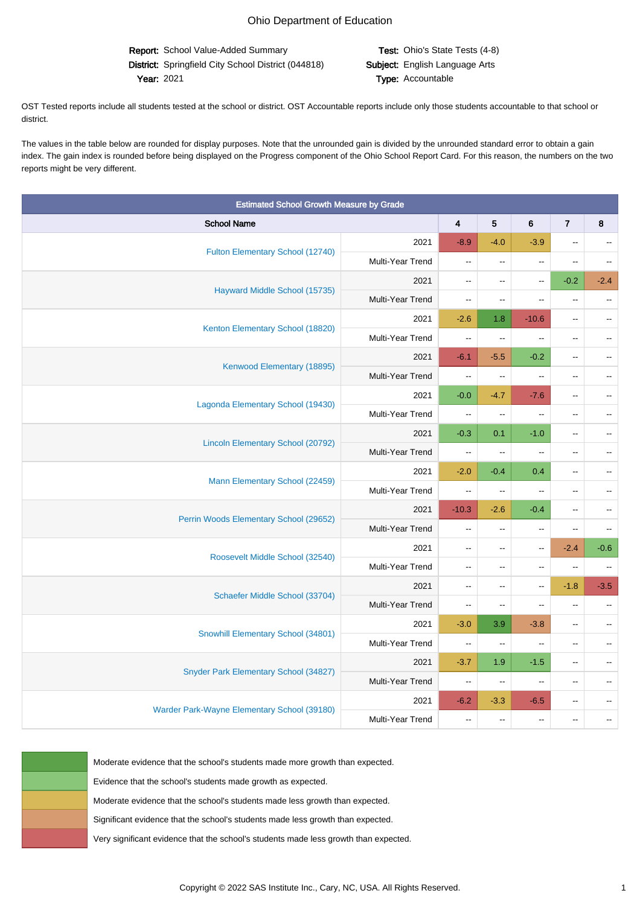# Ohio Department of Education

**Report:** School Value-Added Summary
**District:** Springfield City School District (044818)
**Year:** 2021

**Test:** Ohio's State Tests (4-8)
**Subject:** English Language Arts
**Type:** Accountable

OST Tested reports include all students tested at the school or district. OST Accountable reports include only those students accountable to that school or district.

The values in the table below are rounded for display purposes. Note that the unrounded gain is divided by the unrounded standard error to obtain a gain index. The gain index is rounded before being displayed on the Progress component of the Ohio School Report Card. For this reason, the numbers on the two reports might be very different.

**Estimated School Growth Measure by Grade**

| School Name | | 4 | 5 | 6 | 7 | 8 |
|---|---|---|---|---|---|---|
| Fulton Elementary School (12740) | 2021 | -8.9 | -4.0 | -3.9 | -- | -- |
| | Multi-Year Trend | -- | -- | -- | -- | -- |
| Hayward Middle School (15735) | 2021 | -- | -- | -- | -0.2 | -2.4 |
| | Multi-Year Trend | -- | -- | -- | -- | -- |
| Kenton Elementary School (18820) | 2021 | -2.6 | 1.8 | -10.6 | -- | -- |
| | Multi-Year Trend | -- | -- | -- | -- | -- |
| Kenwood Elementary (18895) | 2021 | -6.1 | -5.5 | -0.2 | -- | -- |
| | Multi-Year Trend | -- | -- | -- | -- | -- |
| Lagonda Elementary School (19430) | 2021 | -0.0 | -4.7 | -7.6 | -- | -- |
| | Multi-Year Trend | -- | -- | -- | -- | -- |
| Lincoln Elementary School (20792) | 2021 | -0.3 | 0.1 | -1.0 | -- | -- |
| | Multi-Year Trend | -- | -- | -- | -- | -- |
| Mann Elementary School (22459) | 2021 | -2.0 | -0.4 | 0.4 | -- | -- |
| | Multi-Year Trend | -- | -- | -- | -- | -- |
| Perrin Woods Elementary School (29652) | 2021 | -10.3 | -2.6 | -0.4 | -- | -- |
| | Multi-Year Trend | -- | -- | -- | -- | -- |
| Roosevelt Middle School (32540) | 2021 | -- | -- | -- | -2.4 | -0.6 |
| | Multi-Year Trend | -- | -- | -- | -- | -- |
| Schaefer Middle School (33704) | 2021 | -- | -- | -- | -1.8 | -3.5 |
| | Multi-Year Trend | -- | -- | -- | -- | -- |
| Snowhill Elementary School (34801) | 2021 | -3.0 | 3.9 | -3.8 | -- | -- |
| | Multi-Year Trend | -- | -- | -- | -- | -- |
| Snyder Park Elementary School (34827) | 2021 | -3.7 | 1.9 | -1.5 | -- | -- |
| | Multi-Year Trend | -- | -- | -- | -- | -- |
| Warder Park-Wayne Elementary School (39180) | 2021 | -6.2 | -3.3 | -6.5 | -- | -- |
| | Multi-Year Trend | -- | -- | -- | -- | -- |

- Moderate evidence that the school's students made more growth than expected.
- Evidence that the school's students made growth as expected.
- Moderate evidence that the school's students made less growth than expected.
- Significant evidence that the school's students made less growth than expected.
- Very significant evidence that the school's students made less growth than expected.

Copyright © 2022 SAS Institute Inc., Cary, NC, USA. All Rights Reserved.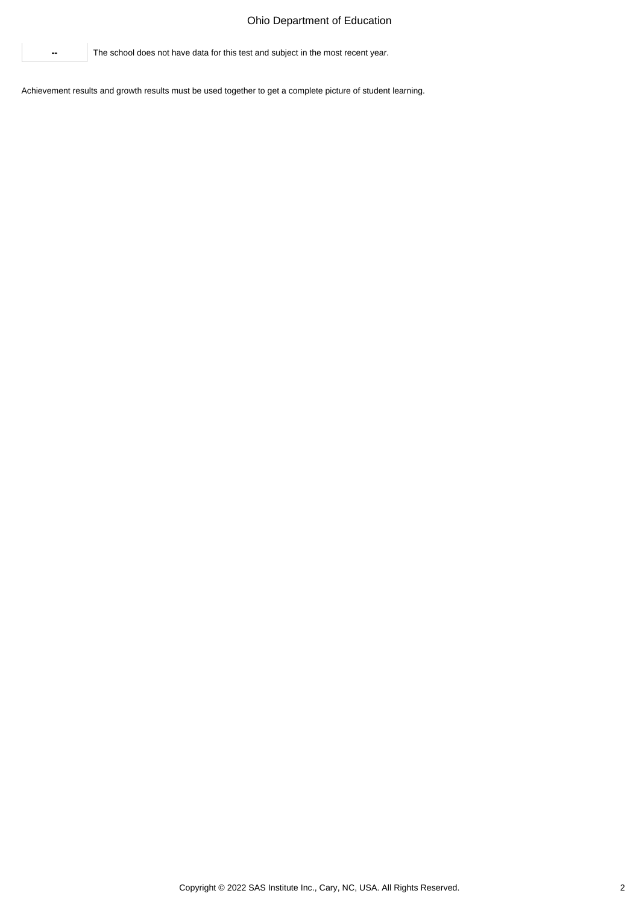| | |
|---|---|
| -- | The school does not have data for this test and subject in the most recent year. |

Achievement results and growth results must be used together to get a complete picture of student learning.

Copyright © 2022 SAS Institute Inc., Cary, NC, USA. All Rights Reserved.